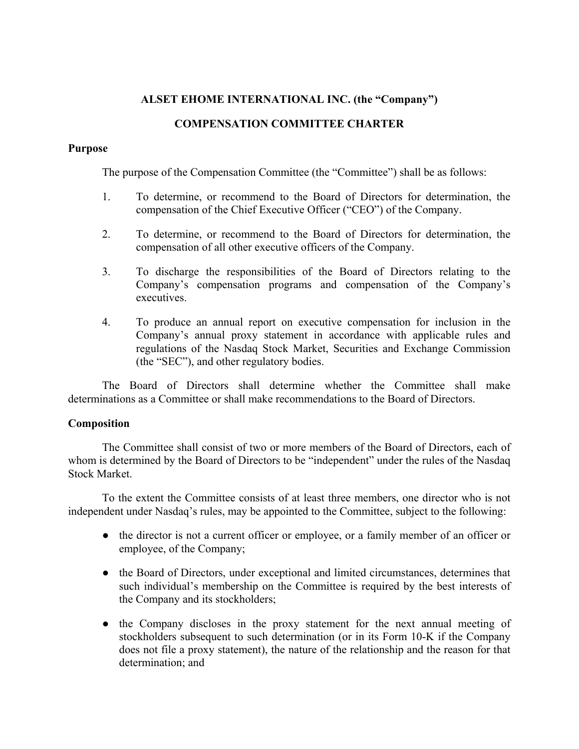# ALSET EHOME INTERNATIONAL INC. (the "Company")

## COMPENSATION COMMITTEE CHARTER

### Purpose

The purpose of the Compensation Committee (the "Committee") shall be as follows:

1. To determine, or recommend to the Board of Directors for determination, the compensation of the Chief Executive Officer ("CEO") of the Company.

2. To determine, or recommend to the Board of Directors for determination, the compensation of all other executive officers of the Company.

3. To discharge the responsibilities of the Board of Directors relating to the Company's compensation programs and compensation of the Company's executives.

4. To produce an annual report on executive compensation for inclusion in the Company's annual proxy statement in accordance with applicable rules and regulations of the Nasdaq Stock Market, Securities and Exchange Commission (the "SEC"), and other regulatory bodies.

The Board of Directors shall determine whether the Committee shall make determinations as a Committee or shall make recommendations to the Board of Directors.

### Composition

The Committee shall consist of two or more members of the Board of Directors, each of whom is determined by the Board of Directors to be "independent" under the rules of the Nasdaq Stock Market.

To the extent the Committee consists of at least three members, one director who is not independent under Nasdaq's rules, may be appointed to the Committee, subject to the following:

- the director is not a current officer or employee, or a family member of an officer or employee, of the Company;

- the Board of Directors, under exceptional and limited circumstances, determines that such individual's membership on the Committee is required by the best interests of the Company and its stockholders;

- the Company discloses in the proxy statement for the next annual meeting of stockholders subsequent to such determination (or in its Form 10-K if the Company does not file a proxy statement), the nature of the relationship and the reason for that determination; and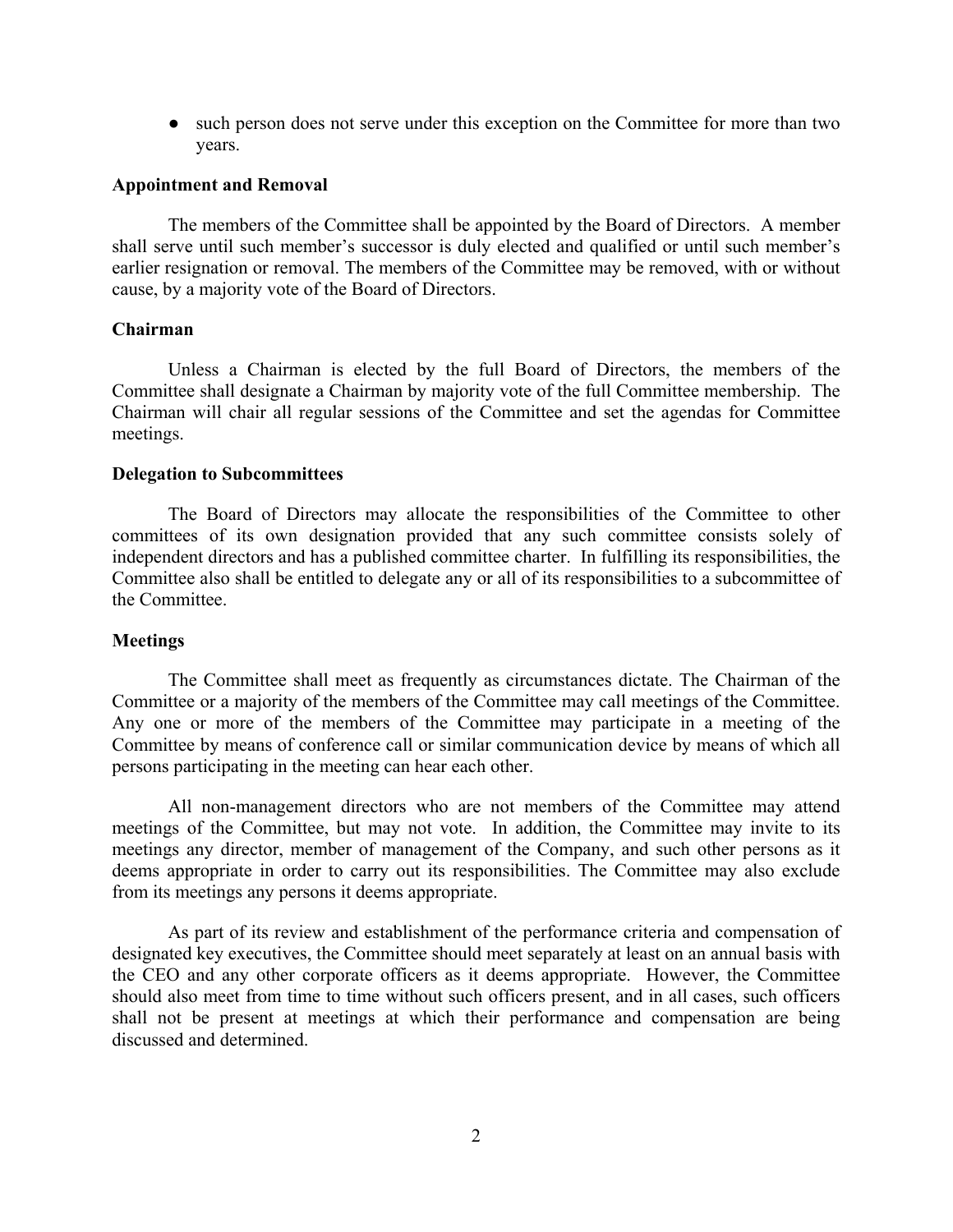- such person does not serve under this exception on the Committee for more than two years.

**Appointment and Removal**

The members of the Committee shall be appointed by the Board of Directors. A member shall serve until such member's successor is duly elected and qualified or until such member's earlier resignation or removal. The members of the Committee may be removed, with or without cause, by a majority vote of the Board of Directors.

**Chairman**

Unless a Chairman is elected by the full Board of Directors, the members of the Committee shall designate a Chairman by majority vote of the full Committee membership. The Chairman will chair all regular sessions of the Committee and set the agendas for Committee meetings.

**Delegation to Subcommittees**

The Board of Directors may allocate the responsibilities of the Committee to other committees of its own designation provided that any such committee consists solely of independent directors and has a published committee charter. In fulfilling its responsibilities, the Committee also shall be entitled to delegate any or all of its responsibilities to a subcommittee of the Committee.

**Meetings**

The Committee shall meet as frequently as circumstances dictate. The Chairman of the Committee or a majority of the members of the Committee may call meetings of the Committee. Any one or more of the members of the Committee may participate in a meeting of the Committee by means of conference call or similar communication device by means of which all persons participating in the meeting can hear each other.

All non-management directors who are not members of the Committee may attend meetings of the Committee, but may not vote. In addition, the Committee may invite to its meetings any director, member of management of the Company, and such other persons as it deems appropriate in order to carry out its responsibilities. The Committee may also exclude from its meetings any persons it deems appropriate.

As part of its review and establishment of the performance criteria and compensation of designated key executives, the Committee should meet separately at least on an annual basis with the CEO and any other corporate officers as it deems appropriate. However, the Committee should also meet from time to time without such officers present, and in all cases, such officers shall not be present at meetings at which their performance and compensation are being discussed and determined.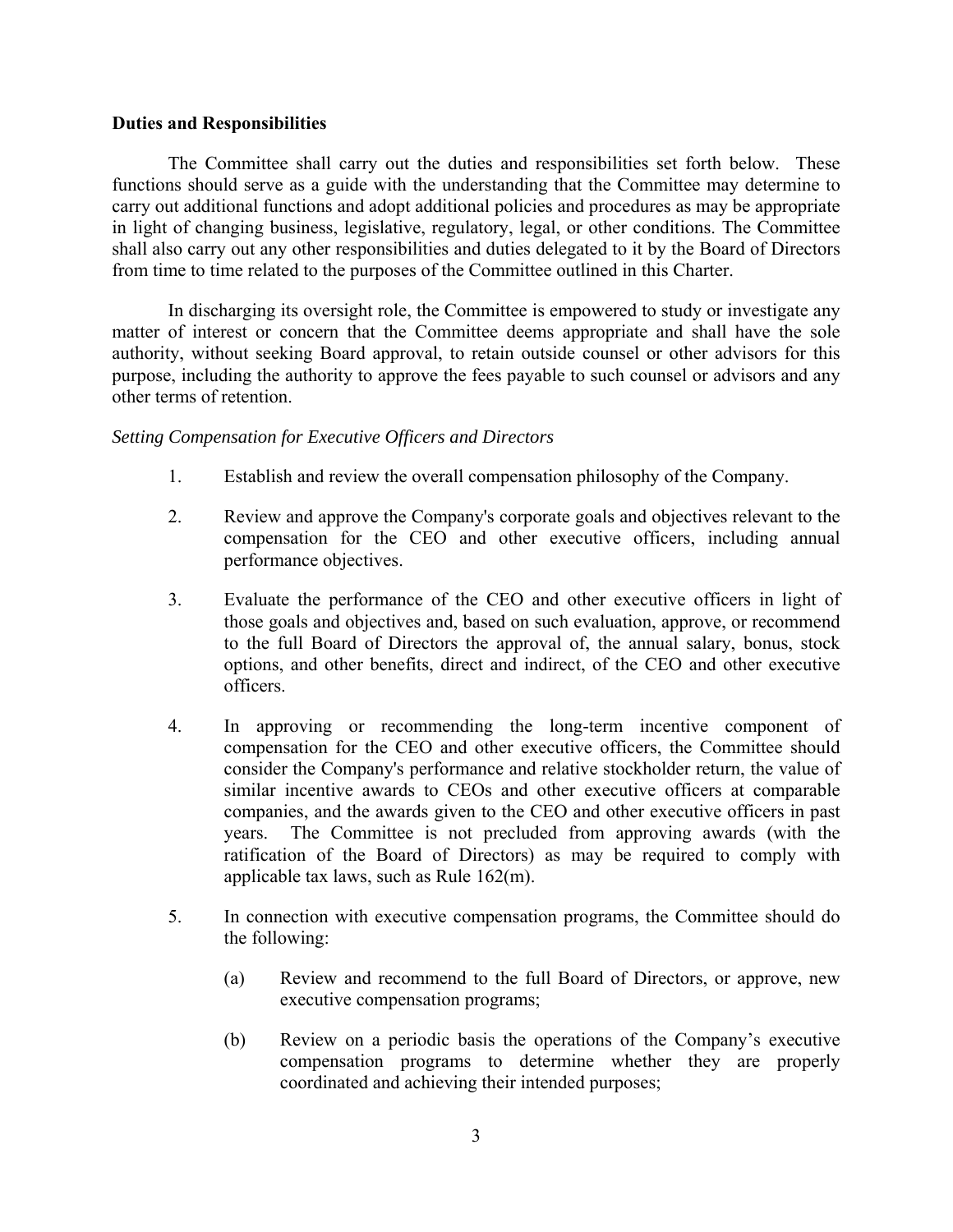**Duties and Responsibilities**

The Committee shall carry out the duties and responsibilities set forth below. These functions should serve as a guide with the understanding that the Committee may determine to carry out additional functions and adopt additional policies and procedures as may be appropriate in light of changing business, legislative, regulatory, legal, or other conditions. The Committee shall also carry out any other responsibilities and duties delegated to it by the Board of Directors from time to time related to the purposes of the Committee outlined in this Charter.

In discharging its oversight role, the Committee is empowered to study or investigate any matter of interest or concern that the Committee deems appropriate and shall have the sole authority, without seeking Board approval, to retain outside counsel or other advisors for this purpose, including the authority to approve the fees payable to such counsel or advisors and any other terms of retention.

*Setting Compensation for Executive Officers and Directors*

1. Establish and review the overall compensation philosophy of the Company.

2. Review and approve the Company's corporate goals and objectives relevant to the compensation for the CEO and other executive officers, including annual performance objectives.

3. Evaluate the performance of the CEO and other executive officers in light of those goals and objectives and, based on such evaluation, approve, or recommend to the full Board of Directors the approval of, the annual salary, bonus, stock options, and other benefits, direct and indirect, of the CEO and other executive officers.

4. In approving or recommending the long-term incentive component of compensation for the CEO and other executive officers, the Committee should consider the Company's performance and relative stockholder return, the value of similar incentive awards to CEOs and other executive officers at comparable companies, and the awards given to the CEO and other executive officers in past years. The Committee is not precluded from approving awards (with the ratification of the Board of Directors) as may be required to comply with applicable tax laws, such as Rule 162(m).

5. In connection with executive compensation programs, the Committee should do the following:

   (a) Review and recommend to the full Board of Directors, or approve, new executive compensation programs;

   (b) Review on a periodic basis the operations of the Company's executive compensation programs to determine whether they are properly coordinated and achieving their intended purposes;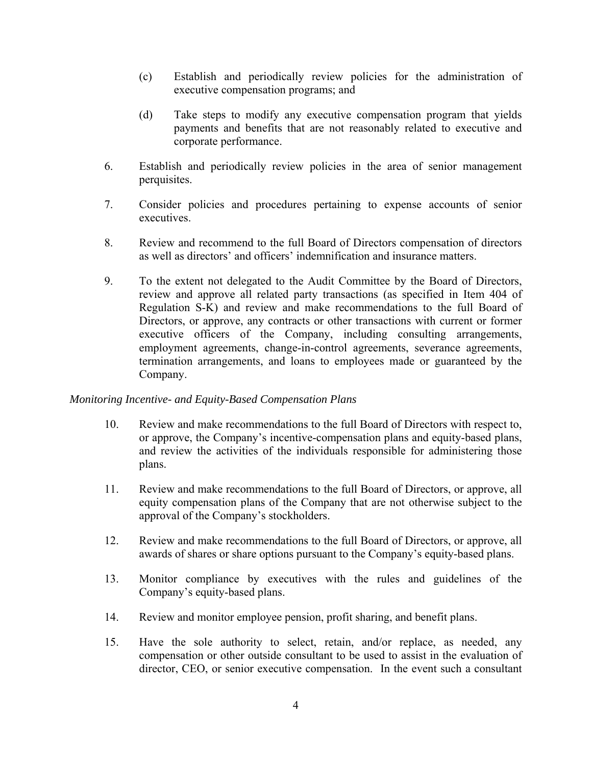(c) Establish and periodically review policies for the administration of executive compensation programs; and

(d) Take steps to modify any executive compensation program that yields payments and benefits that are not reasonably related to executive and corporate performance.

6. Establish and periodically review policies in the area of senior management perquisites.

7. Consider policies and procedures pertaining to expense accounts of senior executives.

8. Review and recommend to the full Board of Directors compensation of directors as well as directors' and officers' indemnification and insurance matters.

9. To the extent not delegated to the Audit Committee by the Board of Directors, review and approve all related party transactions (as specified in Item 404 of Regulation S-K) and review and make recommendations to the full Board of Directors, or approve, any contracts or other transactions with current or former executive officers of the Company, including consulting arrangements, employment agreements, change-in-control agreements, severance agreements, termination arrangements, and loans to employees made or guaranteed by the Company.

*Monitoring Incentive- and Equity-Based Compensation Plans*

10. Review and make recommendations to the full Board of Directors with respect to, or approve, the Company's incentive-compensation plans and equity-based plans, and review the activities of the individuals responsible for administering those plans.

11. Review and make recommendations to the full Board of Directors, or approve, all equity compensation plans of the Company that are not otherwise subject to the approval of the Company's stockholders.

12. Review and make recommendations to the full Board of Directors, or approve, all awards of shares or share options pursuant to the Company's equity-based plans.

13. Monitor compliance by executives with the rules and guidelines of the Company's equity-based plans.

14. Review and monitor employee pension, profit sharing, and benefit plans.

15. Have the sole authority to select, retain, and/or replace, as needed, any compensation or other outside consultant to be used to assist in the evaluation of director, CEO, or senior executive compensation. In the event such a consultant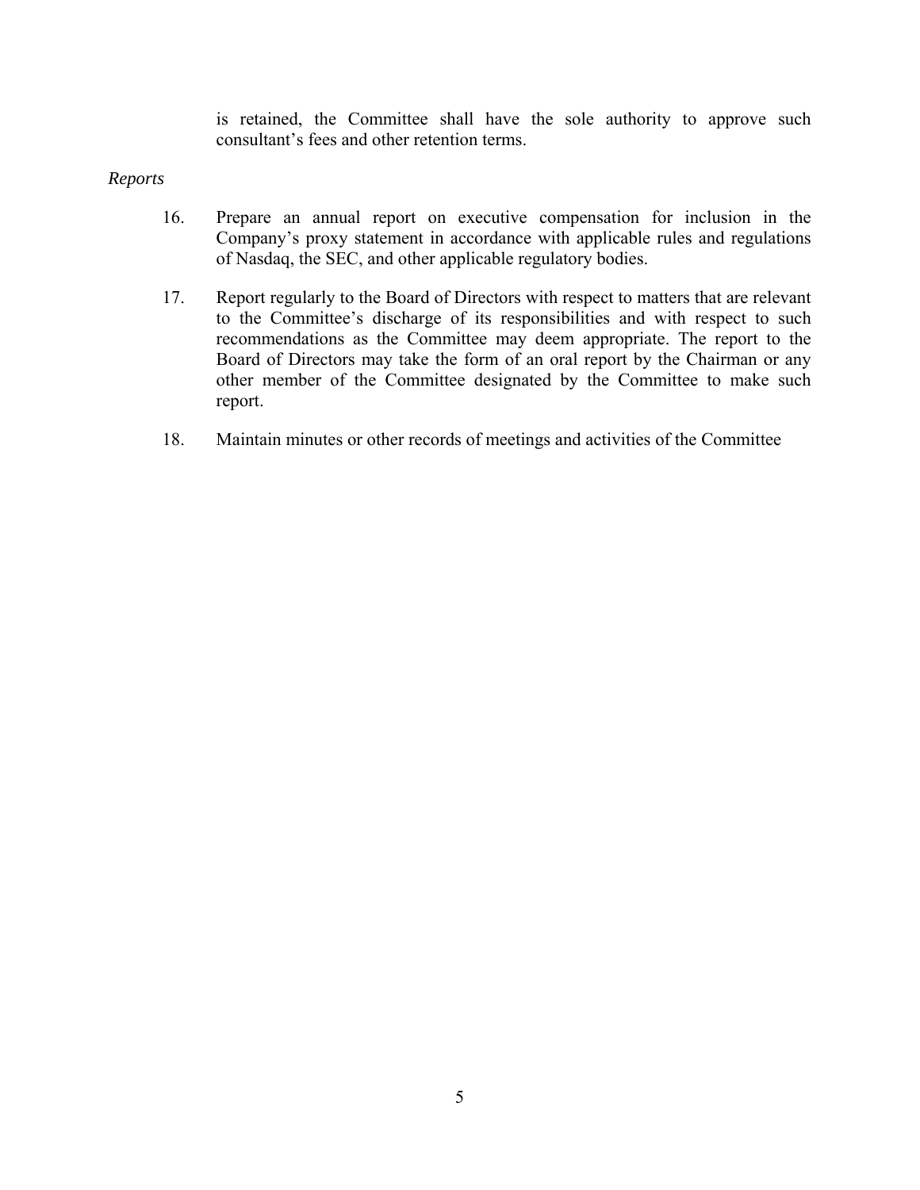is retained, the Committee shall have the sole authority to approve such consultant's fees and other retention terms.

*Reports*

16. Prepare an annual report on executive compensation for inclusion in the Company's proxy statement in accordance with applicable rules and regulations of Nasdaq, the SEC, and other applicable regulatory bodies.

17. Report regularly to the Board of Directors with respect to matters that are relevant to the Committee's discharge of its responsibilities and with respect to such recommendations as the Committee may deem appropriate. The report to the Board of Directors may take the form of an oral report by the Chairman or any other member of the Committee designated by the Committee to make such report.

18. Maintain minutes or other records of meetings and activities of the Committee